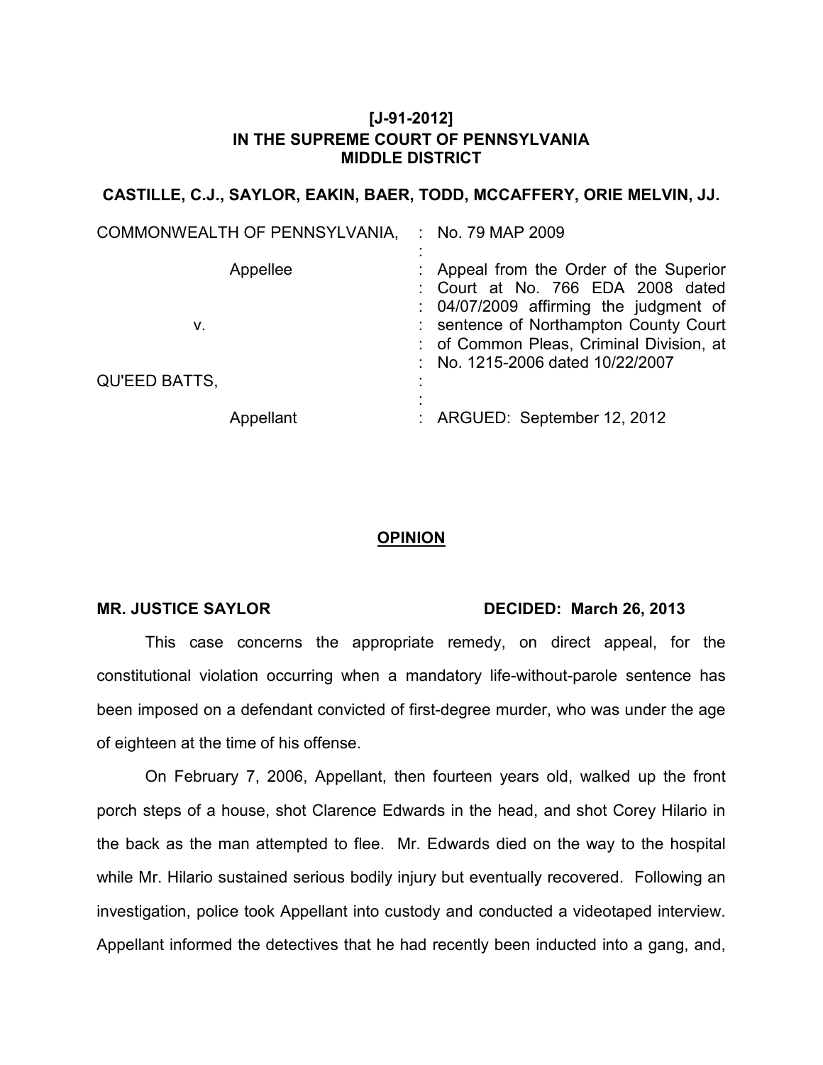**[J-91-2012]**
**IN THE SUPREME COURT OF PENNSYLVANIA**
**MIDDLE DISTRICT**

**CASTILLE, C.J., SAYLOR, EAKIN, BAER, TODD, MCCAFFERY, ORIE MELVIN, JJ.**

| | | |
|---|---|---|
| COMMONWEALTH OF PENNSYLVANIA, | : | No. 79 MAP 2009 |
| | : | |
| Appellee | : | Appeal from the Order of the Superior Court at No. 766 EDA 2008 dated 04/07/2009 affirming the judgment of sentence of Northampton County Court of Common Pleas, Criminal Division, at No. 1215-2006 dated 10/22/2007 |
| v. | : | |
| QU'EED BATTS, | : | |
| | : | |
| Appellant | : | ARGUED: September 12, 2012 |

**OPINION**

**MR. JUSTICE SAYLOR** **DECIDED: March 26, 2013**

This case concerns the appropriate remedy, on direct appeal, for the constitutional violation occurring when a mandatory life-without-parole sentence has been imposed on a defendant convicted of first-degree murder, who was under the age of eighteen at the time of his offense.

On February 7, 2006, Appellant, then fourteen years old, walked up the front porch steps of a house, shot Clarence Edwards in the head, and shot Corey Hilario in the back as the man attempted to flee. Mr. Edwards died on the way to the hospital while Mr. Hilario sustained serious bodily injury but eventually recovered. Following an investigation, police took Appellant into custody and conducted a videotaped interview. Appellant informed the detectives that he had recently been inducted into a gang, and,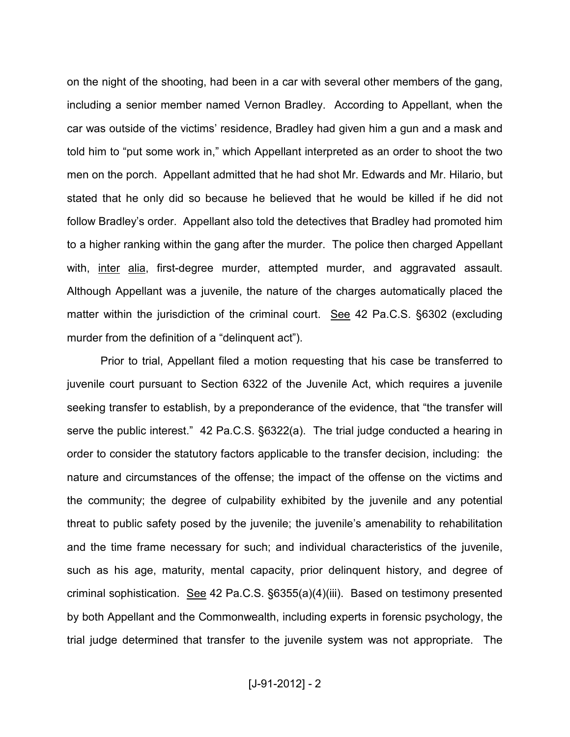on the night of the shooting, had been in a car with several other members of the gang, including a senior member named Vernon Bradley. According to Appellant, when the car was outside of the victims' residence, Bradley had given him a gun and a mask and told him to "put some work in," which Appellant interpreted as an order to shoot the two men on the porch. Appellant admitted that he had shot Mr. Edwards and Mr. Hilario, but stated that he only did so because he believed that he would be killed if he did not follow Bradley's order. Appellant also told the detectives that Bradley had promoted him to a higher ranking within the gang after the murder. The police then charged Appellant with, inter alia, first-degree murder, attempted murder, and aggravated assault. Although Appellant was a juvenile, the nature of the charges automatically placed the matter within the jurisdiction of the criminal court. See 42 Pa.C.S. §6302 (excluding murder from the definition of a "delinquent act").

Prior to trial, Appellant filed a motion requesting that his case be transferred to juvenile court pursuant to Section 6322 of the Juvenile Act, which requires a juvenile seeking transfer to establish, by a preponderance of the evidence, that "the transfer will serve the public interest." 42 Pa.C.S. §6322(a). The trial judge conducted a hearing in order to consider the statutory factors applicable to the transfer decision, including: the nature and circumstances of the offense; the impact of the offense on the victims and the community; the degree of culpability exhibited by the juvenile and any potential threat to public safety posed by the juvenile; the juvenile's amenability to rehabilitation and the time frame necessary for such; and individual characteristics of the juvenile, such as his age, maturity, mental capacity, prior delinquent history, and degree of criminal sophistication. See 42 Pa.C.S. §6355(a)(4)(iii). Based on testimony presented by both Appellant and the Commonwealth, including experts in forensic psychology, the trial judge determined that transfer to the juvenile system was not appropriate. The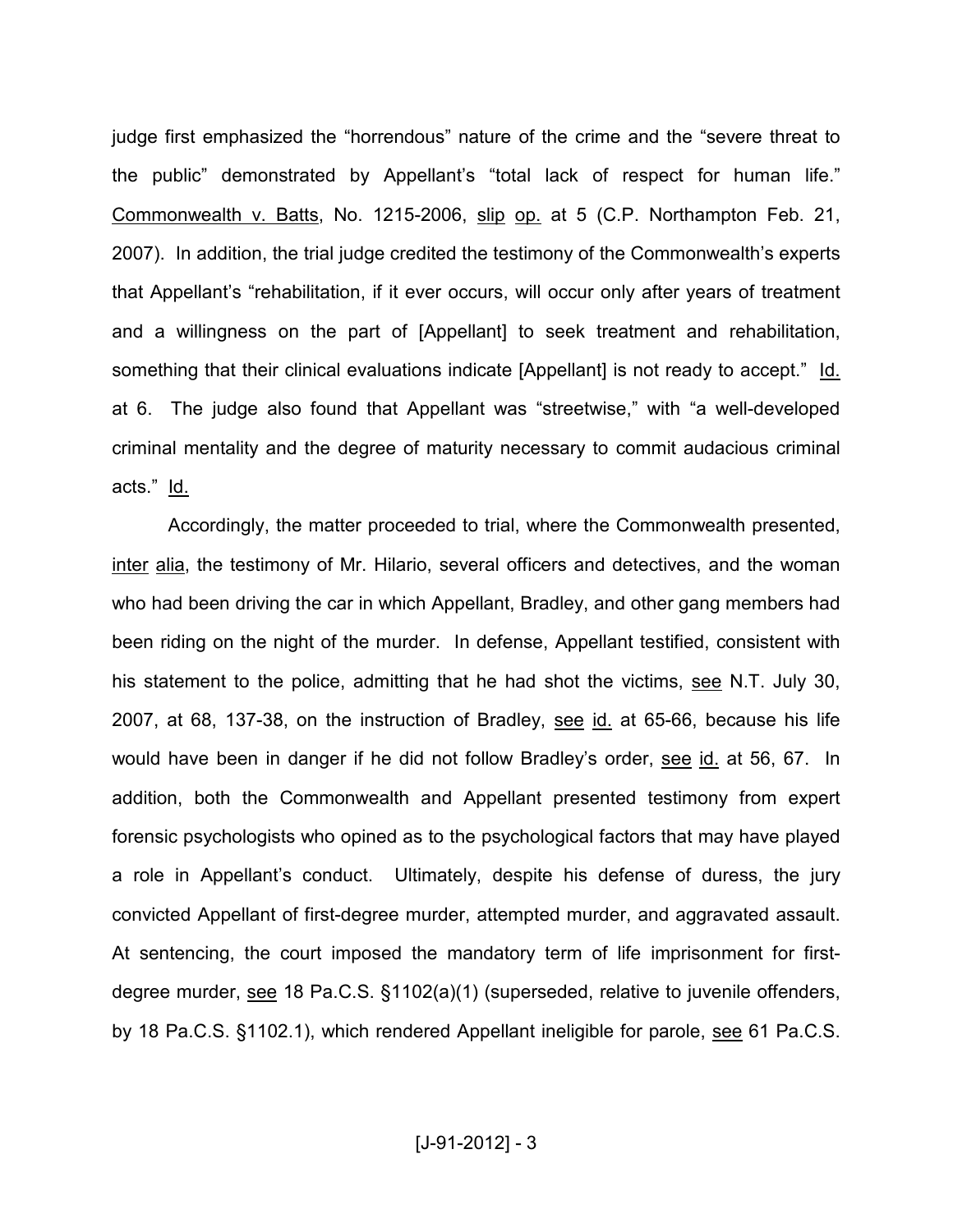judge first emphasized the "horrendous" nature of the crime and the "severe threat to the public" demonstrated by Appellant's "total lack of respect for human life." Commonwealth v. Batts, No. 1215-2006, slip op. at 5 (C.P. Northampton Feb. 21, 2007). In addition, the trial judge credited the testimony of the Commonwealth's experts that Appellant's "rehabilitation, if it ever occurs, will occur only after years of treatment and a willingness on the part of [Appellant] to seek treatment and rehabilitation, something that their clinical evaluations indicate [Appellant] is not ready to accept." Id. at 6. The judge also found that Appellant was "streetwise," with "a well-developed criminal mentality and the degree of maturity necessary to commit audacious criminal acts." Id.

Accordingly, the matter proceeded to trial, where the Commonwealth presented, inter alia, the testimony of Mr. Hilario, several officers and detectives, and the woman who had been driving the car in which Appellant, Bradley, and other gang members had been riding on the night of the murder. In defense, Appellant testified, consistent with his statement to the police, admitting that he had shot the victims, see N.T. July 30, 2007, at 68, 137-38, on the instruction of Bradley, see id. at 65-66, because his life would have been in danger if he did not follow Bradley's order, see id. at 56, 67. In addition, both the Commonwealth and Appellant presented testimony from expert forensic psychologists who opined as to the psychological factors that may have played a role in Appellant's conduct. Ultimately, despite his defense of duress, the jury convicted Appellant of first-degree murder, attempted murder, and aggravated assault. At sentencing, the court imposed the mandatory term of life imprisonment for first-degree murder, see 18 Pa.C.S. §1102(a)(1) (superseded, relative to juvenile offenders, by 18 Pa.C.S. §1102.1), which rendered Appellant ineligible for parole, see 61 Pa.C.S.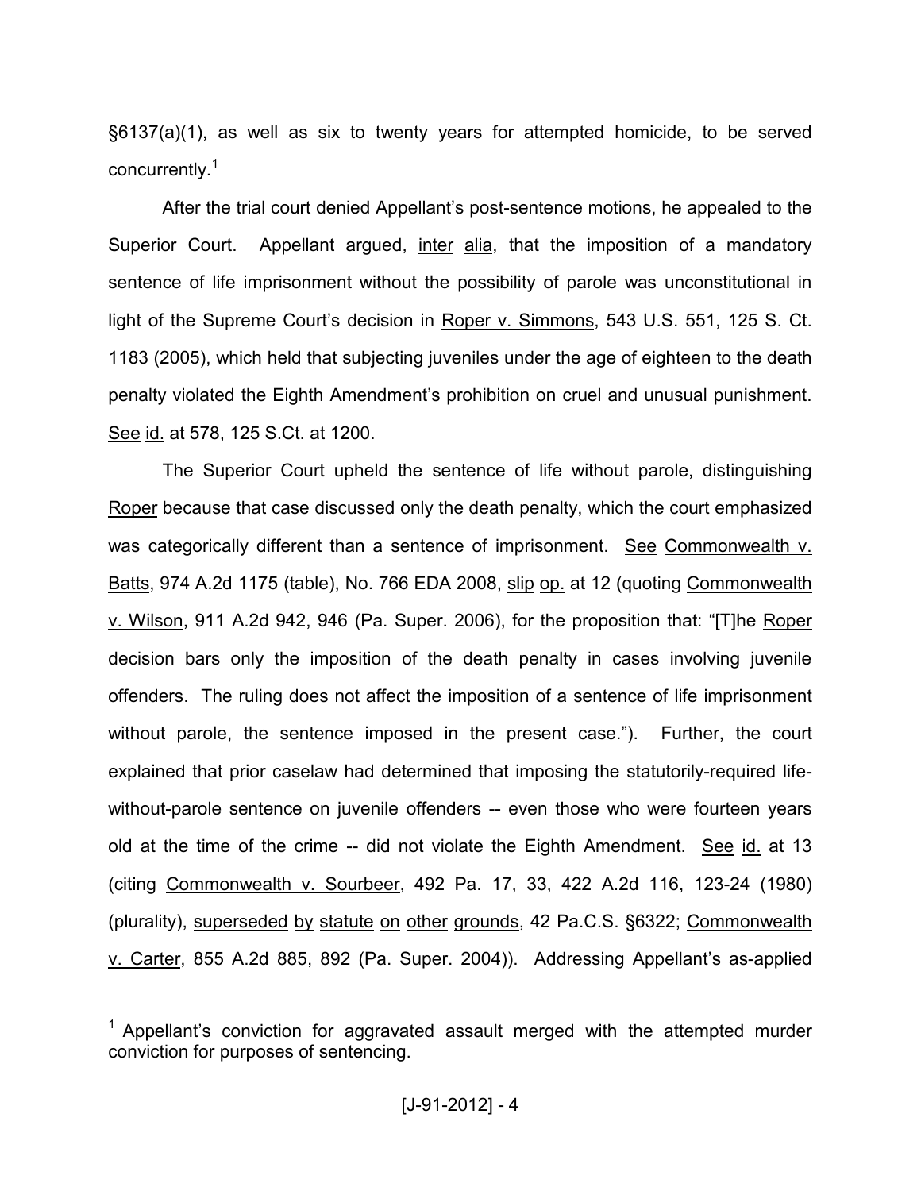§6137(a)(1), as well as six to twenty years for attempted homicide, to be served concurrently.[1]

After the trial court denied Appellant's post-sentence motions, he appealed to the Superior Court. Appellant argued, inter alia, that the imposition of a mandatory sentence of life imprisonment without the possibility of parole was unconstitutional in light of the Supreme Court's decision in Roper v. Simmons, 543 U.S. 551, 125 S. Ct. 1183 (2005), which held that subjecting juveniles under the age of eighteen to the death penalty violated the Eighth Amendment's prohibition on cruel and unusual punishment. See id. at 578, 125 S.Ct. at 1200.

The Superior Court upheld the sentence of life without parole, distinguishing Roper because that case discussed only the death penalty, which the court emphasized was categorically different than a sentence of imprisonment. See Commonwealth v. Batts, 974 A.2d 1175 (table), No. 766 EDA 2008, slip op. at 12 (quoting Commonwealth v. Wilson, 911 A.2d 942, 946 (Pa. Super. 2006), for the proposition that: "[T]he Roper decision bars only the imposition of the death penalty in cases involving juvenile offenders. The ruling does not affect the imposition of a sentence of life imprisonment without parole, the sentence imposed in the present case."). Further, the court explained that prior caselaw had determined that imposing the statutorily-required life-without-parole sentence on juvenile offenders -- even those who were fourteen years old at the time of the crime -- did not violate the Eighth Amendment. See id. at 13 (citing Commonwealth v. Sourbeer, 492 Pa. 17, 33, 422 A.2d 116, 123-24 (1980) (plurality), superseded by statute on other grounds, 42 Pa.C.S. §6322; Commonwealth v. Carter, 855 A.2d 885, 892 (Pa. Super. 2004)). Addressing Appellant's as-applied

[1] Appellant's conviction for aggravated assault merged with the attempted murder conviction for purposes of sentencing.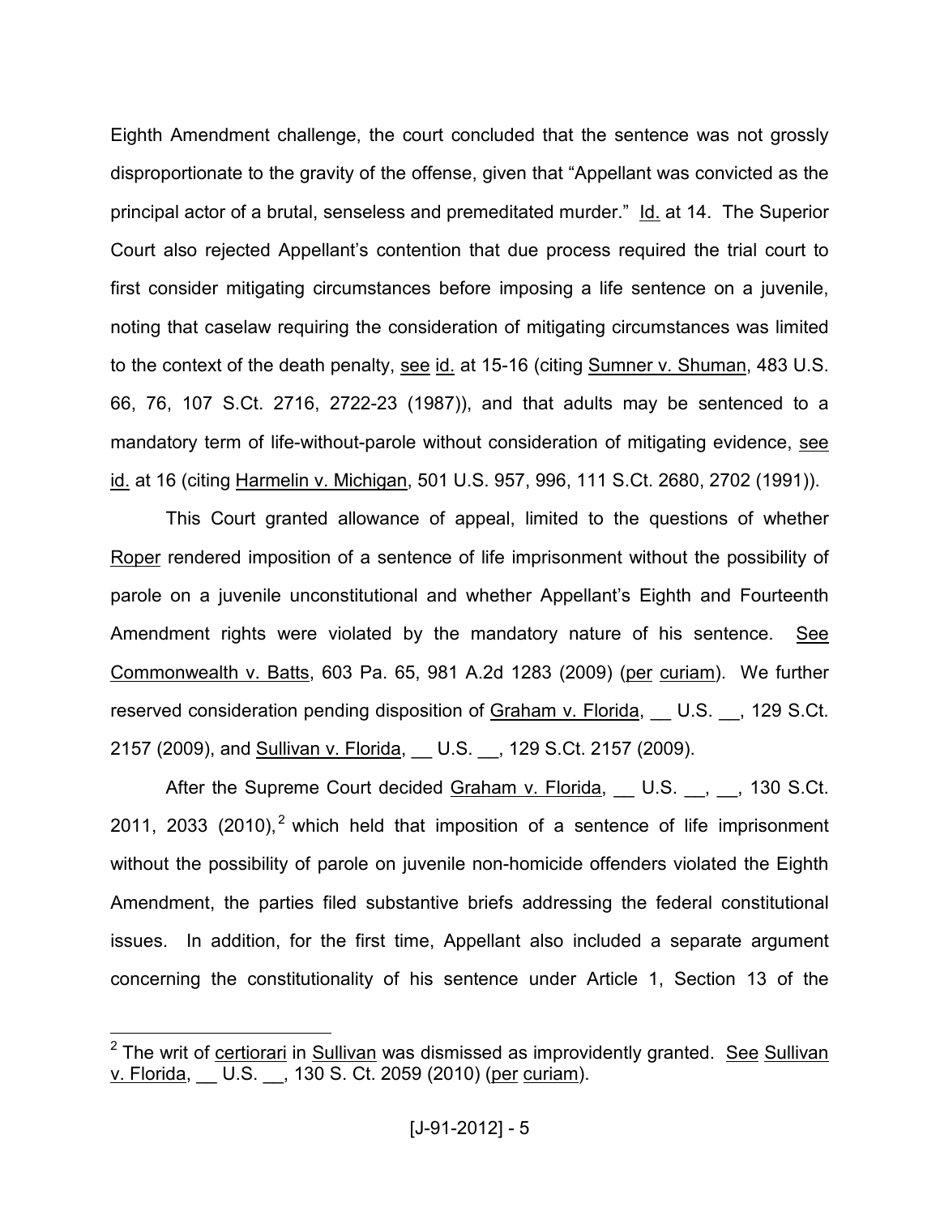Eighth Amendment challenge, the court concluded that the sentence was not grossly disproportionate to the gravity of the offense, given that "Appellant was convicted as the principal actor of a brutal, senseless and premeditated murder." Id. at 14. The Superior Court also rejected Appellant's contention that due process required the trial court to first consider mitigating circumstances before imposing a life sentence on a juvenile, noting that caselaw requiring the consideration of mitigating circumstances was limited to the context of the death penalty, see id. at 15-16 (citing Sumner v. Shuman, 483 U.S. 66, 76, 107 S.Ct. 2716, 2722-23 (1987)), and that adults may be sentenced to a mandatory term of life-without-parole without consideration of mitigating evidence, see id. at 16 (citing Harmelin v. Michigan, 501 U.S. 957, 996, 111 S.Ct. 2680, 2702 (1991)).

This Court granted allowance of appeal, limited to the questions of whether Roper rendered imposition of a sentence of life imprisonment without the possibility of parole on a juvenile unconstitutional and whether Appellant's Eighth and Fourteenth Amendment rights were violated by the mandatory nature of his sentence. See Commonwealth v. Batts, 603 Pa. 65, 981 A.2d 1283 (2009) (per curiam). We further reserved consideration pending disposition of Graham v. Florida, \_\_ U.S. \_\_, 129 S.Ct. 2157 (2009), and Sullivan v. Florida, \_\_ U.S. \_\_, 129 S.Ct. 2157 (2009).

After the Supreme Court decided Graham v. Florida, \_\_ U.S. \_\_, \_\_, 130 S.Ct. 2011, 2033 (2010),[2] which held that imposition of a sentence of life imprisonment without the possibility of parole on juvenile non-homicide offenders violated the Eighth Amendment, the parties filed substantive briefs addressing the federal constitutional issues. In addition, for the first time, Appellant also included a separate argument concerning the constitutionality of his sentence under Article 1, Section 13 of the

---

[2] The writ of certiorari in Sullivan was dismissed as improvidently granted. See Sullivan v. Florida, \_\_ U.S. \_\_, 130 S. Ct. 2059 (2010) (per curiam).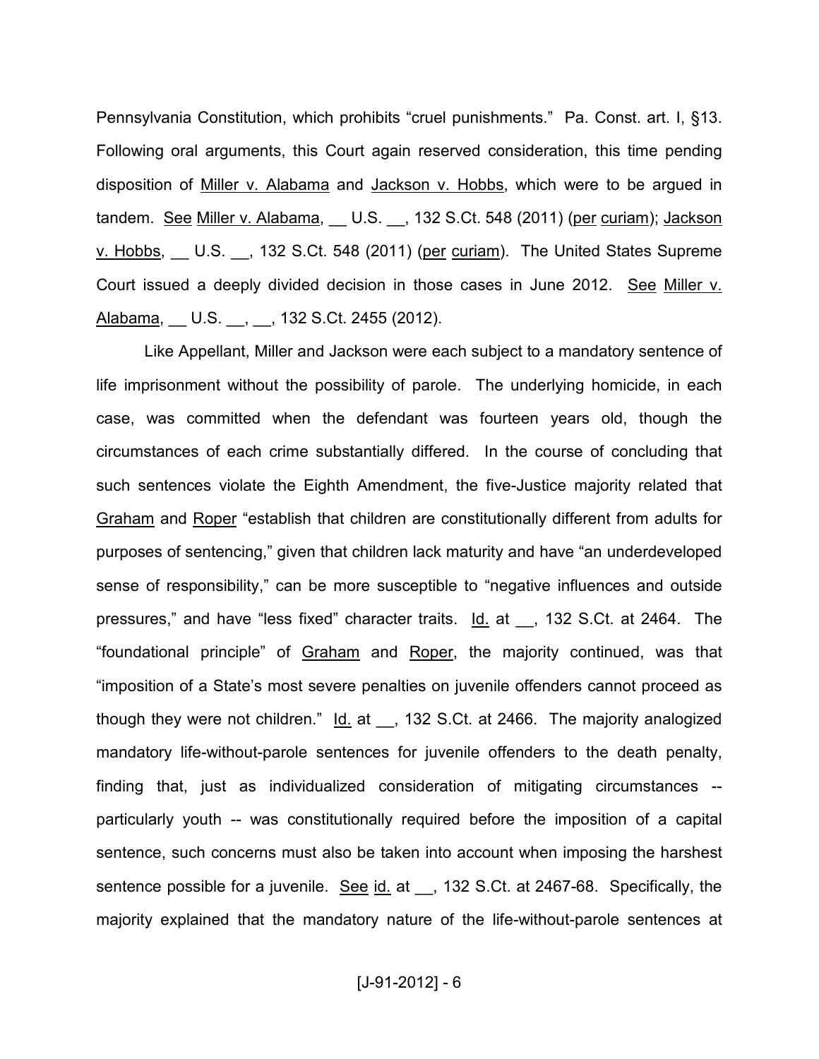Pennsylvania Constitution, which prohibits "cruel punishments." Pa. Const. art. I, §13. Following oral arguments, this Court again reserved consideration, this time pending disposition of Miller v. Alabama and Jackson v. Hobbs, which were to be argued in tandem. See Miller v. Alabama, __ U.S. __, 132 S.Ct. 548 (2011) (per curiam); Jackson v. Hobbs, __ U.S. __, 132 S.Ct. 548 (2011) (per curiam). The United States Supreme Court issued a deeply divided decision in those cases in June 2012. See Miller v. Alabama, __ U.S. __, __, 132 S.Ct. 2455 (2012).

Like Appellant, Miller and Jackson were each subject to a mandatory sentence of life imprisonment without the possibility of parole. The underlying homicide, in each case, was committed when the defendant was fourteen years old, though the circumstances of each crime substantially differed. In the course of concluding that such sentences violate the Eighth Amendment, the five-Justice majority related that Graham and Roper "establish that children are constitutionally different from adults for purposes of sentencing," given that children lack maturity and have "an underdeveloped sense of responsibility," can be more susceptible to "negative influences and outside pressures," and have "less fixed" character traits. Id. at __, 132 S.Ct. at 2464. The "foundational principle" of Graham and Roper, the majority continued, was that "imposition of a State's most severe penalties on juvenile offenders cannot proceed as though they were not children." Id. at __, 132 S.Ct. at 2466. The majority analogized mandatory life-without-parole sentences for juvenile offenders to the death penalty, finding that, just as individualized consideration of mitigating circumstances -- particularly youth -- was constitutionally required before the imposition of a capital sentence, such concerns must also be taken into account when imposing the harshest sentence possible for a juvenile. See id. at __, 132 S.Ct. at 2467-68. Specifically, the majority explained that the mandatory nature of the life-without-parole sentences at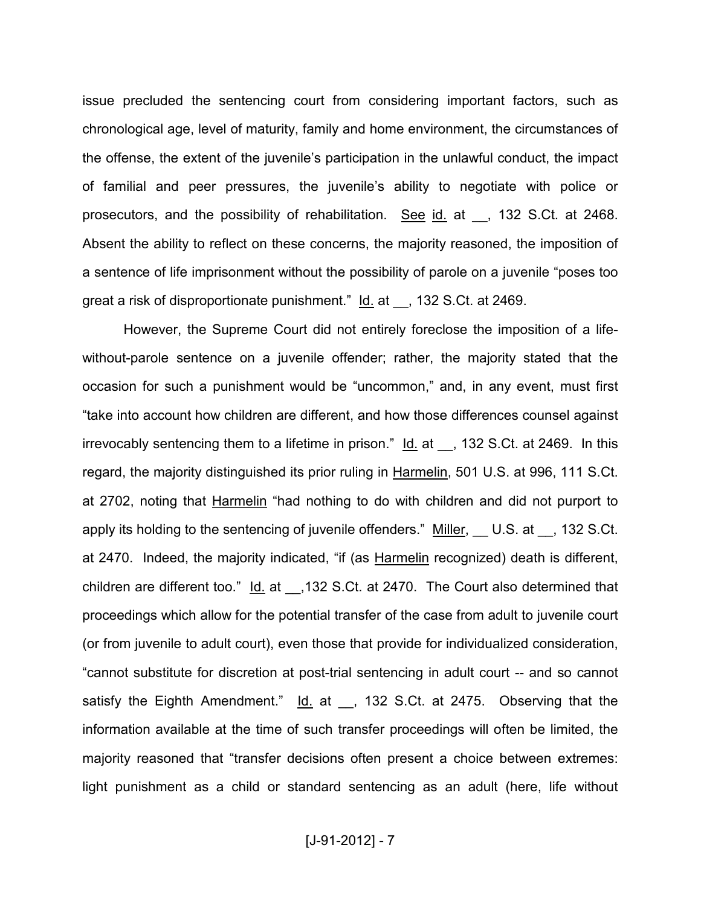issue precluded the sentencing court from considering important factors, such as chronological age, level of maturity, family and home environment, the circumstances of the offense, the extent of the juvenile's participation in the unlawful conduct, the impact of familial and peer pressures, the juvenile's ability to negotiate with police or prosecutors, and the possibility of rehabilitation. See id. at __, 132 S.Ct. at 2468. Absent the ability to reflect on these concerns, the majority reasoned, the imposition of a sentence of life imprisonment without the possibility of parole on a juvenile "poses too great a risk of disproportionate punishment." Id. at __, 132 S.Ct. at 2469.

However, the Supreme Court did not entirely foreclose the imposition of a life-without-parole sentence on a juvenile offender; rather, the majority stated that the occasion for such a punishment would be "uncommon," and, in any event, must first "take into account how children are different, and how those differences counsel against irrevocably sentencing them to a lifetime in prison." Id. at __, 132 S.Ct. at 2469. In this regard, the majority distinguished its prior ruling in Harmelin, 501 U.S. at 996, 111 S.Ct. at 2702, noting that Harmelin "had nothing to do with children and did not purport to apply its holding to the sentencing of juvenile offenders." Miller, __ U.S. at __, 132 S.Ct. at 2470. Indeed, the majority indicated, "if (as Harmelin recognized) death is different, children are different too." Id. at __,132 S.Ct. at 2470. The Court also determined that proceedings which allow for the potential transfer of the case from adult to juvenile court (or from juvenile to adult court), even those that provide for individualized consideration, "cannot substitute for discretion at post-trial sentencing in adult court -- and so cannot satisfy the Eighth Amendment." Id. at __, 132 S.Ct. at 2475. Observing that the information available at the time of such transfer proceedings will often be limited, the majority reasoned that "transfer decisions often present a choice between extremes: light punishment as a child or standard sentencing as an adult (here, life without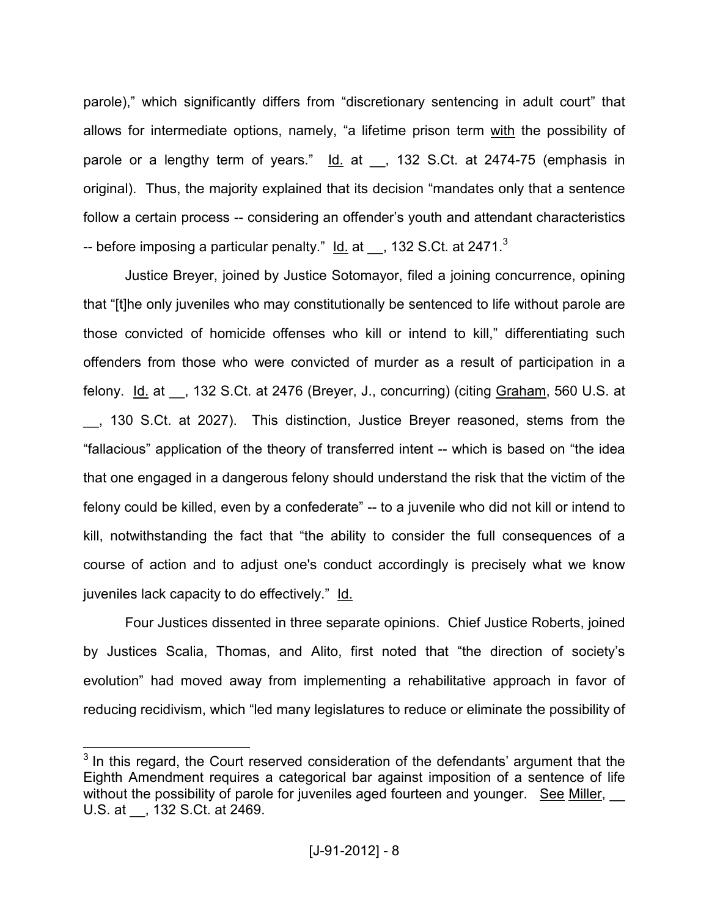parole)," which significantly differs from "discretionary sentencing in adult court" that allows for intermediate options, namely, "a lifetime prison term with the possibility of parole or a lengthy term of years." Id. at __, 132 S.Ct. at 2474-75 (emphasis in original). Thus, the majority explained that its decision "mandates only that a sentence follow a certain process -- considering an offender's youth and attendant characteristics -- before imposing a particular penalty." Id. at __, 132 S.Ct. at 2471.[3]

Justice Breyer, joined by Justice Sotomayor, filed a joining concurrence, opining that "[t]he only juveniles who may constitutionally be sentenced to life without parole are those convicted of homicide offenses who kill or intend to kill," differentiating such offenders from those who were convicted of murder as a result of participation in a felony. Id. at __, 132 S.Ct. at 2476 (Breyer, J., concurring) (citing Graham, 560 U.S. at __, 130 S.Ct. at 2027). This distinction, Justice Breyer reasoned, stems from the "fallacious" application of the theory of transferred intent -- which is based on "the idea that one engaged in a dangerous felony should understand the risk that the victim of the felony could be killed, even by a confederate" -- to a juvenile who did not kill or intend to kill, notwithstanding the fact that "the ability to consider the full consequences of a course of action and to adjust one's conduct accordingly is precisely what we know juveniles lack capacity to do effectively." Id.

Four Justices dissented in three separate opinions. Chief Justice Roberts, joined by Justices Scalia, Thomas, and Alito, first noted that "the direction of society's evolution" had moved away from implementing a rehabilitative approach in favor of reducing recidivism, which "led many legislatures to reduce or eliminate the possibility of

---

[3] In this regard, the Court reserved consideration of the defendants' argument that the Eighth Amendment requires a categorical bar against imposition of a sentence of life without the possibility of parole for juveniles aged fourteen and younger. See Miller, __ U.S. at __, 132 S.Ct. at 2469.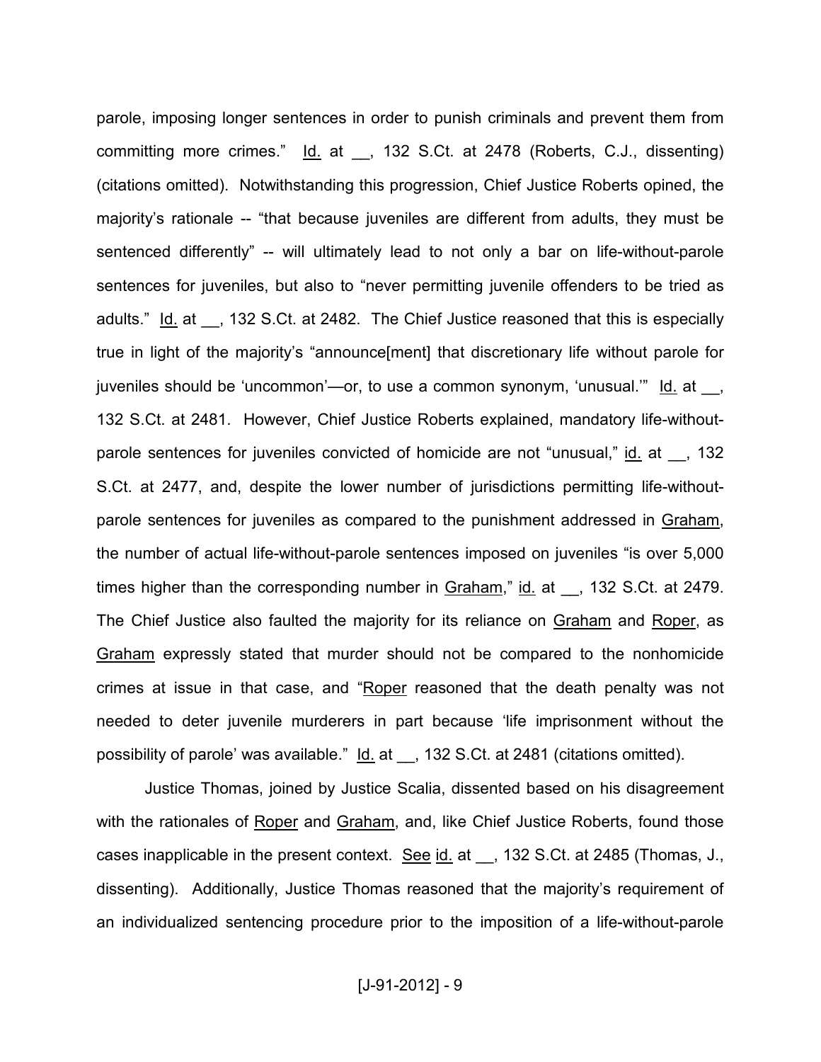parole, imposing longer sentences in order to punish criminals and prevent them from committing more crimes." Id. at __, 132 S.Ct. at 2478 (Roberts, C.J., dissenting) (citations omitted). Notwithstanding this progression, Chief Justice Roberts opined, the majority's rationale -- "that because juveniles are different from adults, they must be sentenced differently" -- will ultimately lead to not only a bar on life-without-parole sentences for juveniles, but also to "never permitting juvenile offenders to be tried as adults." Id. at __, 132 S.Ct. at 2482. The Chief Justice reasoned that this is especially true in light of the majority's "announce[ment] that discretionary life without parole for juveniles should be 'uncommon'—or, to use a common synonym, 'unusual.'" Id. at __, 132 S.Ct. at 2481. However, Chief Justice Roberts explained, mandatory life-without-parole sentences for juveniles convicted of homicide are not "unusual," id. at __, 132 S.Ct. at 2477, and, despite the lower number of jurisdictions permitting life-without-parole sentences for juveniles as compared to the punishment addressed in Graham, the number of actual life-without-parole sentences imposed on juveniles "is over 5,000 times higher than the corresponding number in Graham," id. at __, 132 S.Ct. at 2479. The Chief Justice also faulted the majority for its reliance on Graham and Roper, as Graham expressly stated that murder should not be compared to the nonhomicide crimes at issue in that case, and "Roper reasoned that the death penalty was not needed to deter juvenile murderers in part because 'life imprisonment without the possibility of parole' was available." Id. at __, 132 S.Ct. at 2481 (citations omitted).

Justice Thomas, joined by Justice Scalia, dissented based on his disagreement with the rationales of Roper and Graham, and, like Chief Justice Roberts, found those cases inapplicable in the present context. See id. at __, 132 S.Ct. at 2485 (Thomas, J., dissenting). Additionally, Justice Thomas reasoned that the majority's requirement of an individualized sentencing procedure prior to the imposition of a life-without-parole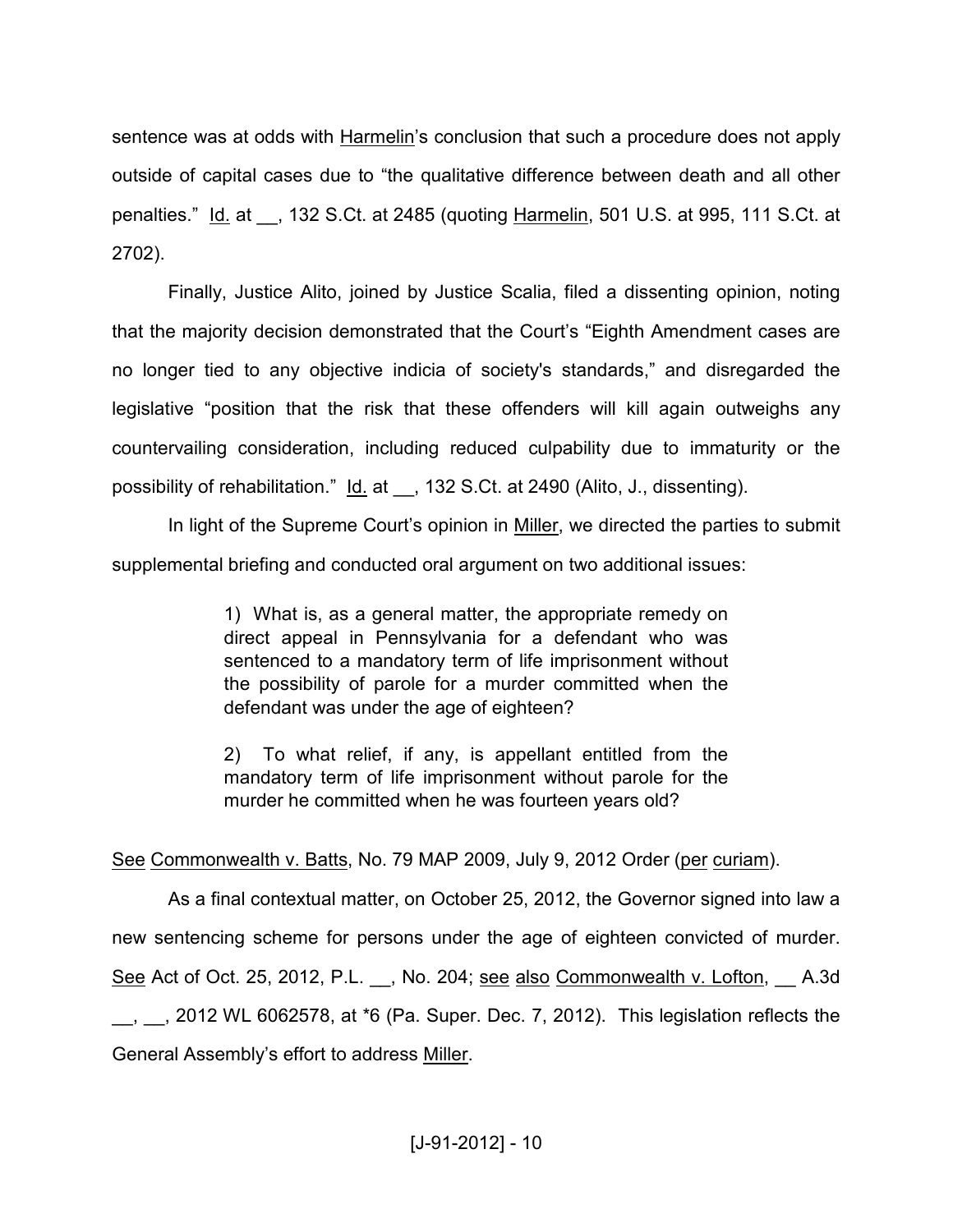sentence was at odds with Harmelin's conclusion that such a procedure does not apply outside of capital cases due to "the qualitative difference between death and all other penalties." Id. at __, 132 S.Ct. at 2485 (quoting Harmelin, 501 U.S. at 995, 111 S.Ct. at 2702).

Finally, Justice Alito, joined by Justice Scalia, filed a dissenting opinion, noting that the majority decision demonstrated that the Court's "Eighth Amendment cases are no longer tied to any objective indicia of society's standards," and disregarded the legislative "position that the risk that these offenders will kill again outweighs any countervailing consideration, including reduced culpability due to immaturity or the possibility of rehabilitation." Id. at __, 132 S.Ct. at 2490 (Alito, J., dissenting).

In light of the Supreme Court's opinion in Miller, we directed the parties to submit supplemental briefing and conducted oral argument on two additional issues:

> 1) What is, as a general matter, the appropriate remedy on direct appeal in Pennsylvania for a defendant who was sentenced to a mandatory term of life imprisonment without the possibility of parole for a murder committed when the defendant was under the age of eighteen?
>
> 2) To what relief, if any, is appellant entitled from the mandatory term of life imprisonment without parole for the murder he committed when he was fourteen years old?

See Commonwealth v. Batts, No. 79 MAP 2009, July 9, 2012 Order (per curiam).

As a final contextual matter, on October 25, 2012, the Governor signed into law a new sentencing scheme for persons under the age of eighteen convicted of murder. See Act of Oct. 25, 2012, P.L. __, No. 204; see also Commonwealth v. Lofton, __ A.3d __, __, 2012 WL 6062578, at *6 (Pa. Super. Dec. 7, 2012). This legislation reflects the General Assembly's effort to address Miller.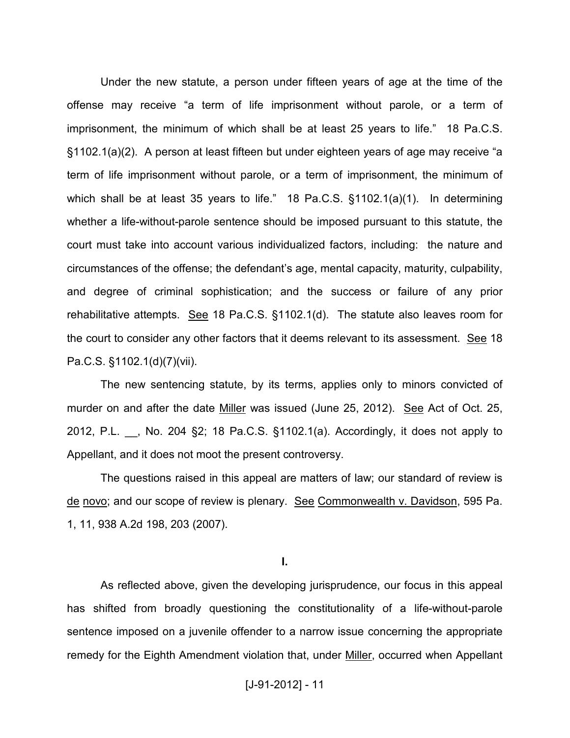Under the new statute, a person under fifteen years of age at the time of the offense may receive "a term of life imprisonment without parole, or a term of imprisonment, the minimum of which shall be at least 25 years to life." 18 Pa.C.S. §1102.1(a)(2). A person at least fifteen but under eighteen years of age may receive "a term of life imprisonment without parole, or a term of imprisonment, the minimum of which shall be at least 35 years to life." 18 Pa.C.S. §1102.1(a)(1). In determining whether a life-without-parole sentence should be imposed pursuant to this statute, the court must take into account various individualized factors, including: the nature and circumstances of the offense; the defendant's age, mental capacity, maturity, culpability, and degree of criminal sophistication; and the success or failure of any prior rehabilitative attempts. See 18 Pa.C.S. §1102.1(d). The statute also leaves room for the court to consider any other factors that it deems relevant to its assessment. See 18 Pa.C.S. §1102.1(d)(7)(vii).

The new sentencing statute, by its terms, applies only to minors convicted of murder on and after the date Miller was issued (June 25, 2012). See Act of Oct. 25, 2012, P.L. __, No. 204 §2; 18 Pa.C.S. §1102.1(a). Accordingly, it does not apply to Appellant, and it does not moot the present controversy.

The questions raised in this appeal are matters of law; our standard of review is de novo; and our scope of review is plenary. See Commonwealth v. Davidson, 595 Pa. 1, 11, 938 A.2d 198, 203 (2007).

## I.

As reflected above, given the developing jurisprudence, our focus in this appeal has shifted from broadly questioning the constitutionality of a life-without-parole sentence imposed on a juvenile offender to a narrow issue concerning the appropriate remedy for the Eighth Amendment violation that, under Miller, occurred when Appellant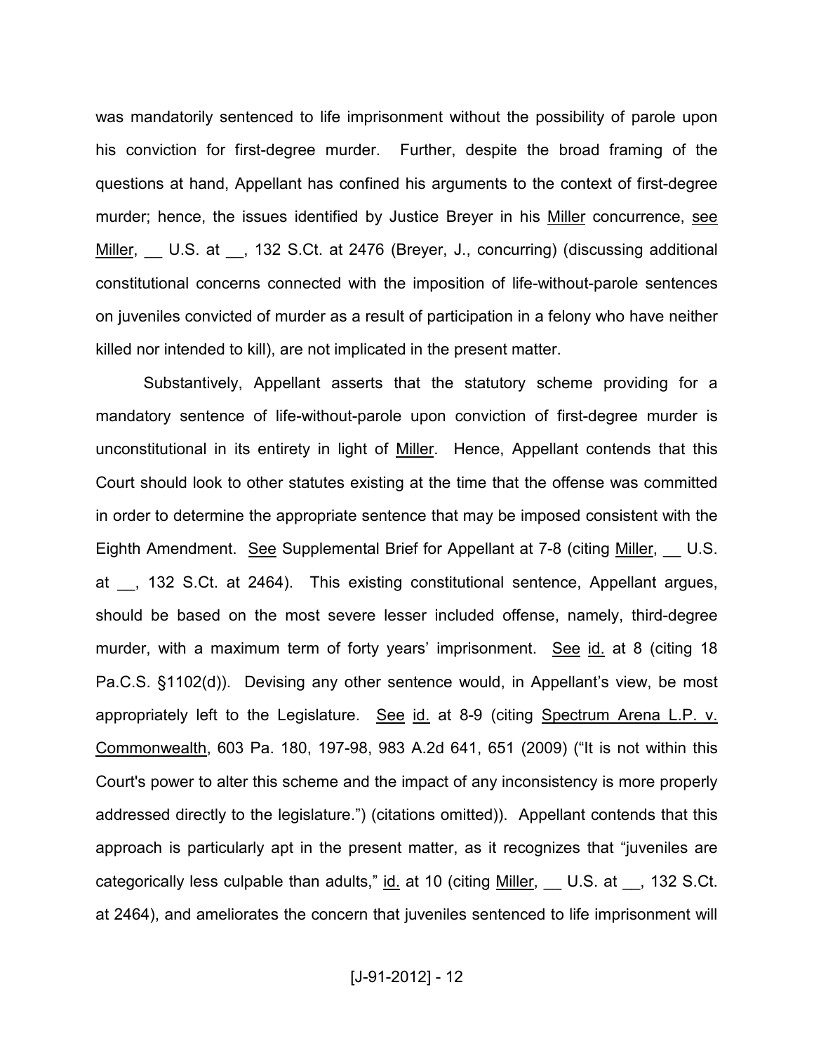was mandatorily sentenced to life imprisonment without the possibility of parole upon his conviction for first-degree murder. Further, despite the broad framing of the questions at hand, Appellant has confined his arguments to the context of first-degree murder; hence, the issues identified by Justice Breyer in his Miller concurrence, see Miller, __ U.S. at __, 132 S.Ct. at 2476 (Breyer, J., concurring) (discussing additional constitutional concerns connected with the imposition of life-without-parole sentences on juveniles convicted of murder as a result of participation in a felony who have neither killed nor intended to kill), are not implicated in the present matter.

Substantively, Appellant asserts that the statutory scheme providing for a mandatory sentence of life-without-parole upon conviction of first-degree murder is unconstitutional in its entirety in light of Miller. Hence, Appellant contends that this Court should look to other statutes existing at the time that the offense was committed in order to determine the appropriate sentence that may be imposed consistent with the Eighth Amendment. See Supplemental Brief for Appellant at 7-8 (citing Miller, __ U.S. at __, 132 S.Ct. at 2464). This existing constitutional sentence, Appellant argues, should be based on the most severe lesser included offense, namely, third-degree murder, with a maximum term of forty years' imprisonment. See id. at 8 (citing 18 Pa.C.S. §1102(d)). Devising any other sentence would, in Appellant's view, be most appropriately left to the Legislature. See id. at 8-9 (citing Spectrum Arena L.P. v. Commonwealth, 603 Pa. 180, 197-98, 983 A.2d 641, 651 (2009) ("It is not within this Court's power to alter this scheme and the impact of any inconsistency is more properly addressed directly to the legislature.") (citations omitted)). Appellant contends that this approach is particularly apt in the present matter, as it recognizes that "juveniles are categorically less culpable than adults," id. at 10 (citing Miller, __ U.S. at __, 132 S.Ct. at 2464), and ameliorates the concern that juveniles sentenced to life imprisonment will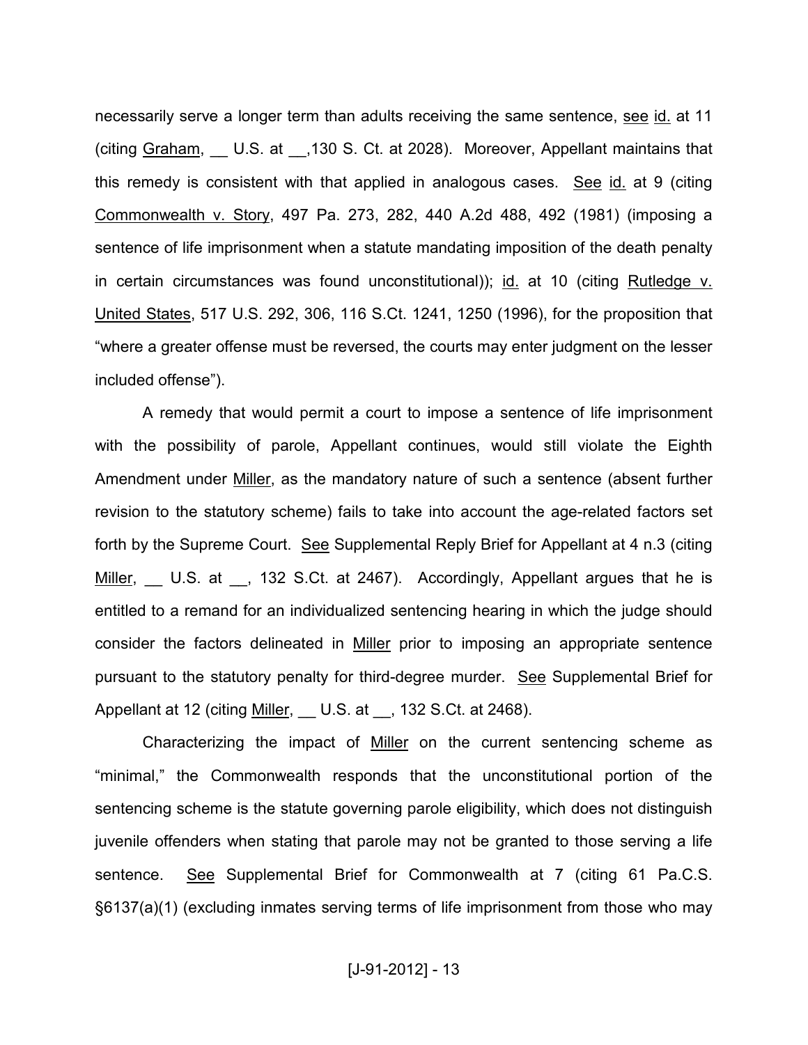necessarily serve a longer term than adults receiving the same sentence, see id. at 11 (citing Graham, __ U.S. at __,130 S. Ct. at 2028). Moreover, Appellant maintains that this remedy is consistent with that applied in analogous cases. See id. at 9 (citing Commonwealth v. Story, 497 Pa. 273, 282, 440 A.2d 488, 492 (1981) (imposing a sentence of life imprisonment when a statute mandating imposition of the death penalty in certain circumstances was found unconstitutional)); id. at 10 (citing Rutledge v. United States, 517 U.S. 292, 306, 116 S.Ct. 1241, 1250 (1996), for the proposition that "where a greater offense must be reversed, the courts may enter judgment on the lesser included offense").

A remedy that would permit a court to impose a sentence of life imprisonment with the possibility of parole, Appellant continues, would still violate the Eighth Amendment under Miller, as the mandatory nature of such a sentence (absent further revision to the statutory scheme) fails to take into account the age-related factors set forth by the Supreme Court. See Supplemental Reply Brief for Appellant at 4 n.3 (citing Miller, __ U.S. at __, 132 S.Ct. at 2467). Accordingly, Appellant argues that he is entitled to a remand for an individualized sentencing hearing in which the judge should consider the factors delineated in Miller prior to imposing an appropriate sentence pursuant to the statutory penalty for third-degree murder. See Supplemental Brief for Appellant at 12 (citing Miller, __ U.S. at __, 132 S.Ct. at 2468).

Characterizing the impact of Miller on the current sentencing scheme as "minimal," the Commonwealth responds that the unconstitutional portion of the sentencing scheme is the statute governing parole eligibility, which does not distinguish juvenile offenders when stating that parole may not be granted to those serving a life sentence. See Supplemental Brief for Commonwealth at 7 (citing 61 Pa.C.S. §6137(a)(1) (excluding inmates serving terms of life imprisonment from those who may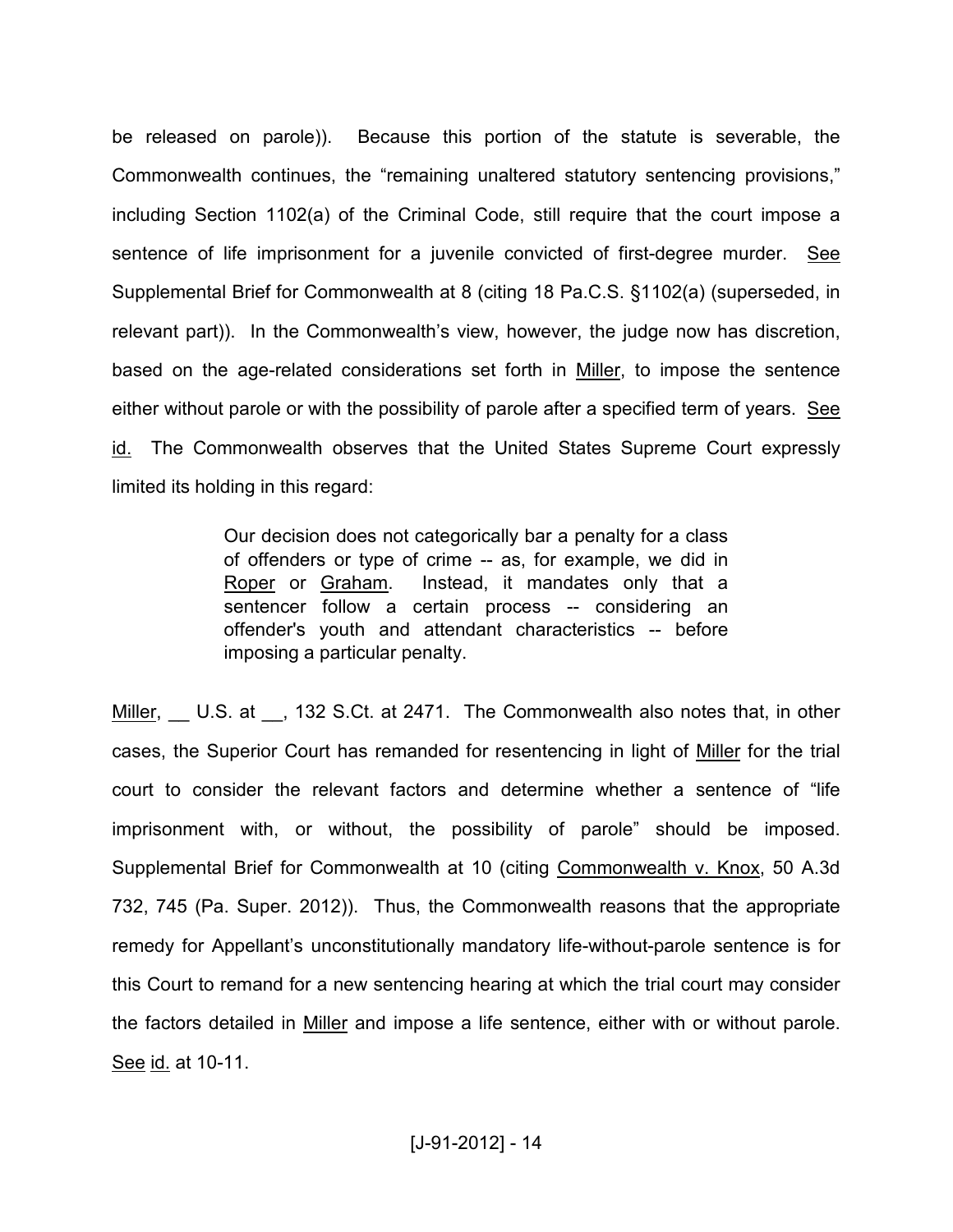be released on parole)). Because this portion of the statute is severable, the Commonwealth continues, the "remaining unaltered statutory sentencing provisions," including Section 1102(a) of the Criminal Code, still require that the court impose a sentence of life imprisonment for a juvenile convicted of first-degree murder. See Supplemental Brief for Commonwealth at 8 (citing 18 Pa.C.S. §1102(a) (superseded, in relevant part)). In the Commonwealth's view, however, the judge now has discretion, based on the age-related considerations set forth in Miller, to impose the sentence either without parole or with the possibility of parole after a specified term of years. See id. The Commonwealth observes that the United States Supreme Court expressly limited its holding in this regard:

> Our decision does not categorically bar a penalty for a class of offenders or type of crime -- as, for example, we did in Roper or Graham. Instead, it mandates only that a sentencer follow a certain process -- considering an offender's youth and attendant characteristics -- before imposing a particular penalty.

Miller, __ U.S. at __, 132 S.Ct. at 2471. The Commonwealth also notes that, in other cases, the Superior Court has remanded for resentencing in light of Miller for the trial court to consider the relevant factors and determine whether a sentence of "life imprisonment with, or without, the possibility of parole" should be imposed. Supplemental Brief for Commonwealth at 10 (citing Commonwealth v. Knox, 50 A.3d 732, 745 (Pa. Super. 2012)). Thus, the Commonwealth reasons that the appropriate remedy for Appellant's unconstitutionally mandatory life-without-parole sentence is for this Court to remand for a new sentencing hearing at which the trial court may consider the factors detailed in Miller and impose a life sentence, either with or without parole. See id. at 10-11.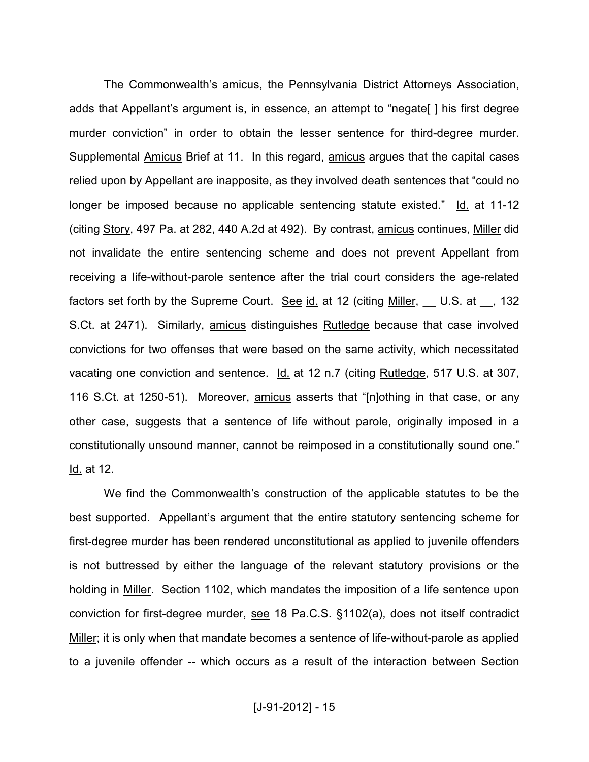The Commonwealth's amicus, the Pennsylvania District Attorneys Association, adds that Appellant's argument is, in essence, an attempt to "negate[ ] his first degree murder conviction" in order to obtain the lesser sentence for third-degree murder. Supplemental Amicus Brief at 11. In this regard, amicus argues that the capital cases relied upon by Appellant are inapposite, as they involved death sentences that "could no longer be imposed because no applicable sentencing statute existed." Id. at 11-12 (citing Story, 497 Pa. at 282, 440 A.2d at 492). By contrast, amicus continues, Miller did not invalidate the entire sentencing scheme and does not prevent Appellant from receiving a life-without-parole sentence after the trial court considers the age-related factors set forth by the Supreme Court. See id. at 12 (citing Miller, __ U.S. at __, 132 S.Ct. at 2471). Similarly, amicus distinguishes Rutledge because that case involved convictions for two offenses that were based on the same activity, which necessitated vacating one conviction and sentence. Id. at 12 n.7 (citing Rutledge, 517 U.S. at 307, 116 S.Ct. at 1250-51). Moreover, amicus asserts that "[n]othing in that case, or any other case, suggests that a sentence of life without parole, originally imposed in a constitutionally unsound manner, cannot be reimposed in a constitutionally sound one." Id. at 12.

We find the Commonwealth's construction of the applicable statutes to be the best supported. Appellant's argument that the entire statutory sentencing scheme for first-degree murder has been rendered unconstitutional as applied to juvenile offenders is not buttressed by either the language of the relevant statutory provisions or the holding in Miller. Section 1102, which mandates the imposition of a life sentence upon conviction for first-degree murder, see 18 Pa.C.S. §1102(a), does not itself contradict Miller; it is only when that mandate becomes a sentence of life-without-parole as applied to a juvenile offender -- which occurs as a result of the interaction between Section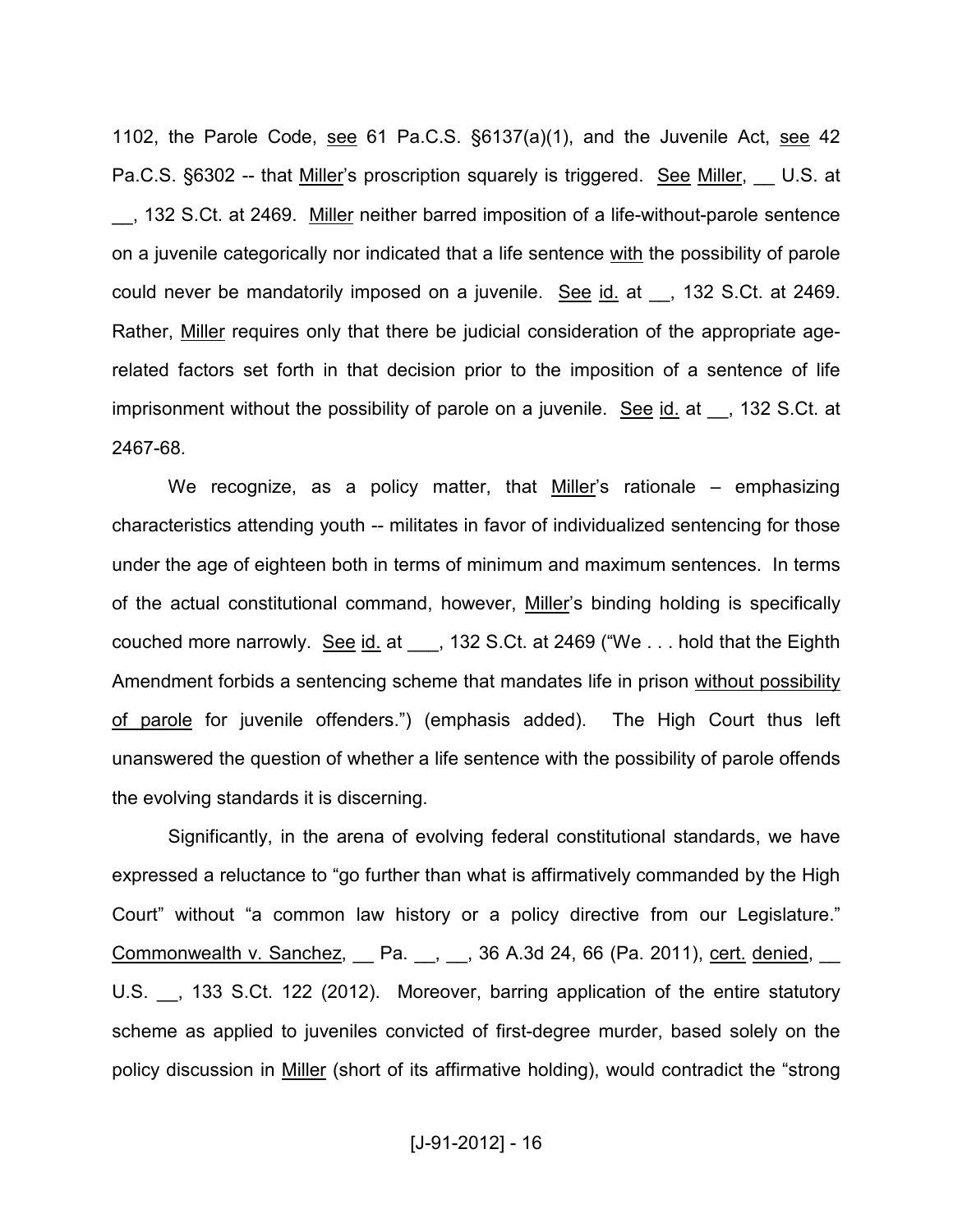1102, the Parole Code, see 61 Pa.C.S. §6137(a)(1), and the Juvenile Act, see 42 Pa.C.S. §6302 -- that Miller's proscription squarely is triggered. See Miller, __ U.S. at __, 132 S.Ct. at 2469. Miller neither barred imposition of a life-without-parole sentence on a juvenile categorically nor indicated that a life sentence with the possibility of parole could never be mandatorily imposed on a juvenile. See id. at __, 132 S.Ct. at 2469. Rather, Miller requires only that there be judicial consideration of the appropriate age-related factors set forth in that decision prior to the imposition of a sentence of life imprisonment without the possibility of parole on a juvenile. See id. at __, 132 S.Ct. at 2467-68.

We recognize, as a policy matter, that Miller's rationale – emphasizing characteristics attending youth -- militates in favor of individualized sentencing for those under the age of eighteen both in terms of minimum and maximum sentences. In terms of the actual constitutional command, however, Miller's binding holding is specifically couched more narrowly. See id. at ___, 132 S.Ct. at 2469 ("We . . . hold that the Eighth Amendment forbids a sentencing scheme that mandates life in prison without possibility of parole for juvenile offenders.") (emphasis added). The High Court thus left unanswered the question of whether a life sentence with the possibility of parole offends the evolving standards it is discerning.

Significantly, in the arena of evolving federal constitutional standards, we have expressed a reluctance to "go further than what is affirmatively commanded by the High Court" without "a common law history or a policy directive from our Legislature." Commonwealth v. Sanchez, __ Pa. __, __, 36 A.3d 24, 66 (Pa. 2011), cert. denied, __ U.S. __, 133 S.Ct. 122 (2012). Moreover, barring application of the entire statutory scheme as applied to juveniles convicted of first-degree murder, based solely on the policy discussion in Miller (short of its affirmative holding), would contradict the "strong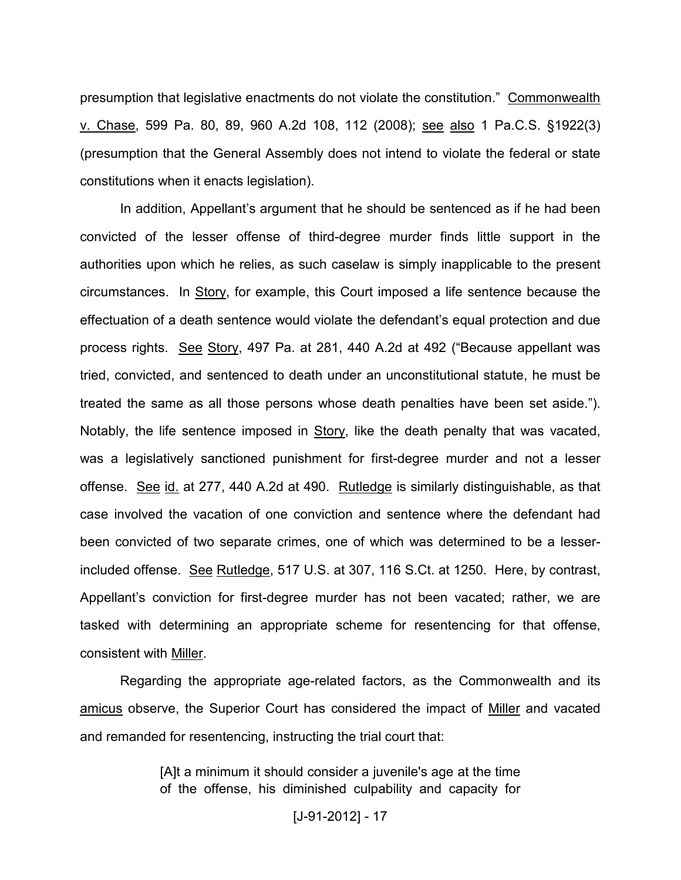presumption that legislative enactments do not violate the constitution." Commonwealth v. Chase, 599 Pa. 80, 89, 960 A.2d 108, 112 (2008); see also 1 Pa.C.S. §1922(3) (presumption that the General Assembly does not intend to violate the federal or state constitutions when it enacts legislation).

In addition, Appellant's argument that he should be sentenced as if he had been convicted of the lesser offense of third-degree murder finds little support in the authorities upon which he relies, as such caselaw is simply inapplicable to the present circumstances. In Story, for example, this Court imposed a life sentence because the effectuation of a death sentence would violate the defendant's equal protection and due process rights. See Story, 497 Pa. at 281, 440 A.2d at 492 ("Because appellant was tried, convicted, and sentenced to death under an unconstitutional statute, he must be treated the same as all those persons whose death penalties have been set aside."). Notably, the life sentence imposed in Story, like the death penalty that was vacated, was a legislatively sanctioned punishment for first-degree murder and not a lesser offense. See id. at 277, 440 A.2d at 490. Rutledge is similarly distinguishable, as that case involved the vacation of one conviction and sentence where the defendant had been convicted of two separate crimes, one of which was determined to be a lesser-included offense. See Rutledge, 517 U.S. at 307, 116 S.Ct. at 1250. Here, by contrast, Appellant's conviction for first-degree murder has not been vacated; rather, we are tasked with determining an appropriate scheme for resentencing for that offense, consistent with Miller.

Regarding the appropriate age-related factors, as the Commonwealth and its amicus observe, the Superior Court has considered the impact of Miller and vacated and remanded for resentencing, instructing the trial court that:

> [A]t a minimum it should consider a juvenile's age at the time of the offense, his diminished culpability and capacity for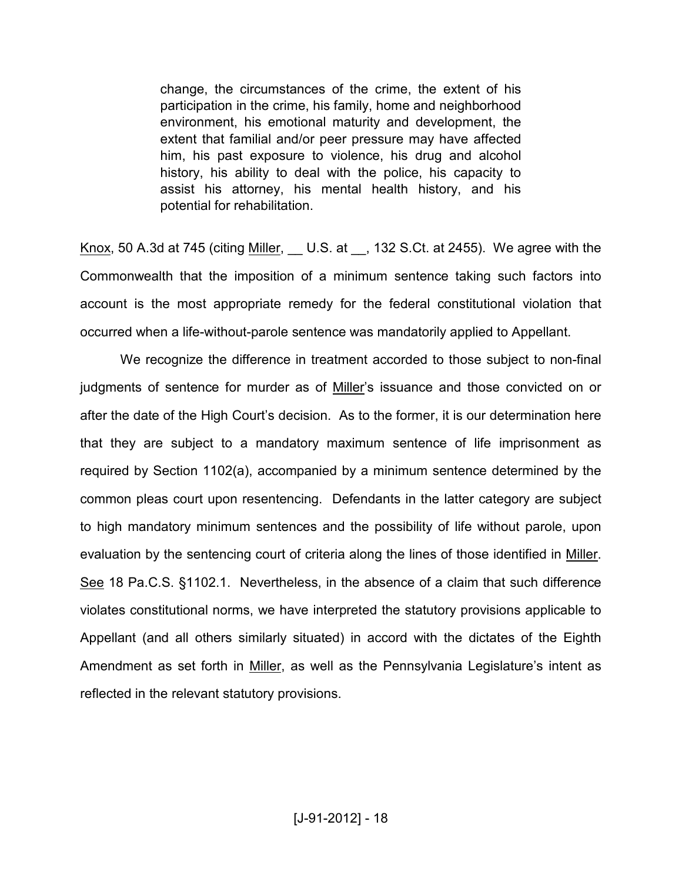> change, the circumstances of the crime, the extent of his participation in the crime, his family, home and neighborhood environment, his emotional maturity and development, the extent that familial and/or peer pressure may have affected him, his past exposure to violence, his drug and alcohol history, his ability to deal with the police, his capacity to assist his attorney, his mental health history, and his potential for rehabilitation.

Knox, 50 A.3d at 745 (citing Miller, __ U.S. at __, 132 S.Ct. at 2455). We agree with the Commonwealth that the imposition of a minimum sentence taking such factors into account is the most appropriate remedy for the federal constitutional violation that occurred when a life-without-parole sentence was mandatorily applied to Appellant.

We recognize the difference in treatment accorded to those subject to non-final judgments of sentence for murder as of Miller's issuance and those convicted on or after the date of the High Court's decision. As to the former, it is our determination here that they are subject to a mandatory maximum sentence of life imprisonment as required by Section 1102(a), accompanied by a minimum sentence determined by the common pleas court upon resentencing. Defendants in the latter category are subject to high mandatory minimum sentences and the possibility of life without parole, upon evaluation by the sentencing court of criteria along the lines of those identified in Miller. See 18 Pa.C.S. §1102.1. Nevertheless, in the absence of a claim that such difference violates constitutional norms, we have interpreted the statutory provisions applicable to Appellant (and all others similarly situated) in accord with the dictates of the Eighth Amendment as set forth in Miller, as well as the Pennsylvania Legislature's intent as reflected in the relevant statutory provisions.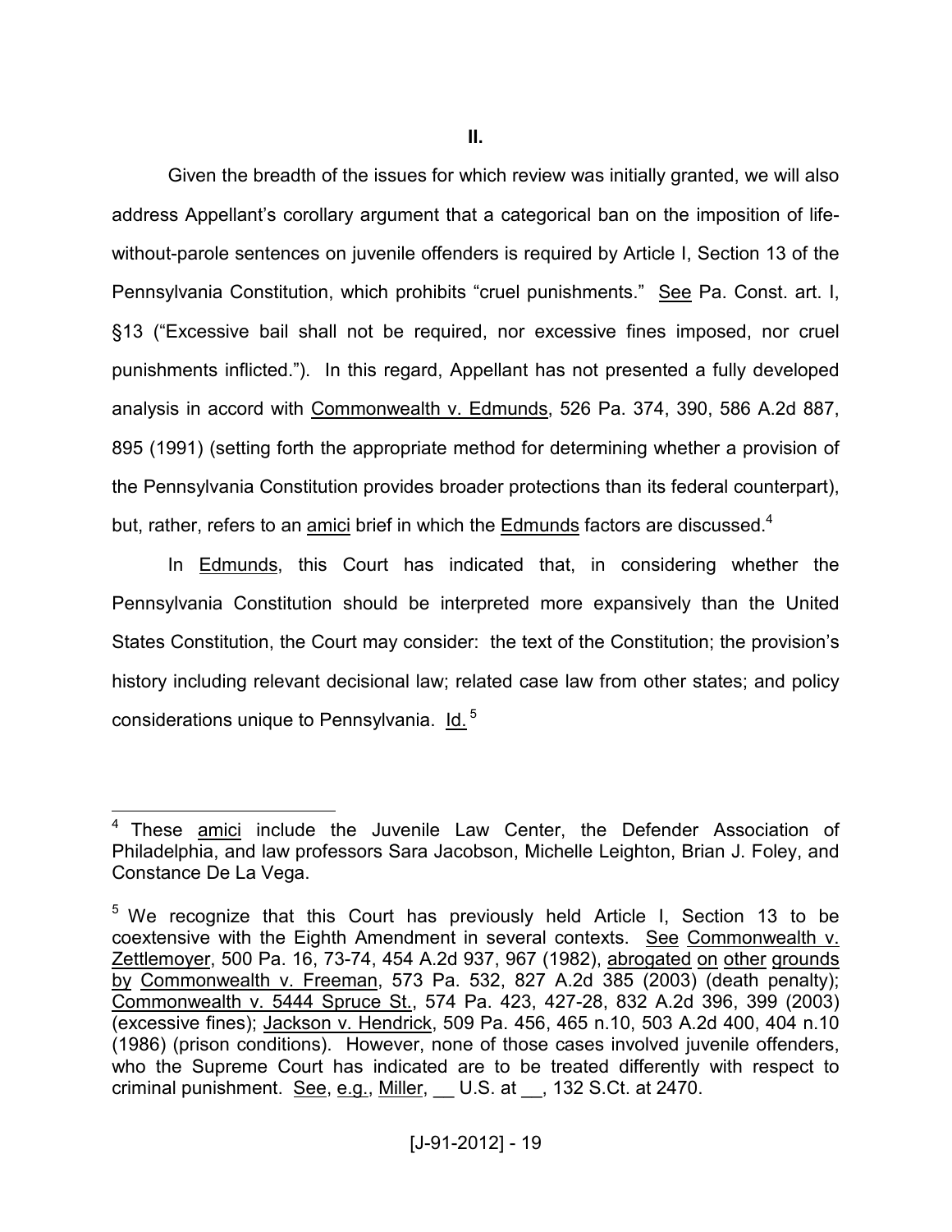## II.

Given the breadth of the issues for which review was initially granted, we will also address Appellant's corollary argument that a categorical ban on the imposition of life-without-parole sentences on juvenile offenders is required by Article I, Section 13 of the Pennsylvania Constitution, which prohibits "cruel punishments." See Pa. Const. art. I, §13 ("Excessive bail shall not be required, nor excessive fines imposed, nor cruel punishments inflicted."). In this regard, Appellant has not presented a fully developed analysis in accord with Commonwealth v. Edmunds, 526 Pa. 374, 390, 586 A.2d 887, 895 (1991) (setting forth the appropriate method for determining whether a provision of the Pennsylvania Constitution provides broader protections than its federal counterpart), but, rather, refers to an amici brief in which the Edmunds factors are discussed.[4]

In Edmunds, this Court has indicated that, in considering whether the Pennsylvania Constitution should be interpreted more expansively than the United States Constitution, the Court may consider: the text of the Constitution; the provision's history including relevant decisional law; related case law from other states; and policy considerations unique to Pennsylvania. Id.[5]

---

[4] These amici include the Juvenile Law Center, the Defender Association of Philadelphia, and law professors Sara Jacobson, Michelle Leighton, Brian J. Foley, and Constance De La Vega.

[5] We recognize that this Court has previously held Article I, Section 13 to be coextensive with the Eighth Amendment in several contexts. See Commonwealth v. Zettlemoyer, 500 Pa. 16, 73-74, 454 A.2d 937, 967 (1982), abrogated on other grounds by Commonwealth v. Freeman, 573 Pa. 532, 827 A.2d 385 (2003) (death penalty); Commonwealth v. 5444 Spruce St., 574 Pa. 423, 427-28, 832 A.2d 396, 399 (2003) (excessive fines); Jackson v. Hendrick, 509 Pa. 456, 465 n.10, 503 A.2d 400, 404 n.10 (1986) (prison conditions). However, none of those cases involved juvenile offenders, who the Supreme Court has indicated are to be treated differently with respect to criminal punishment. See, e.g., Miller, __ U.S. at __, 132 S.Ct. at 2470.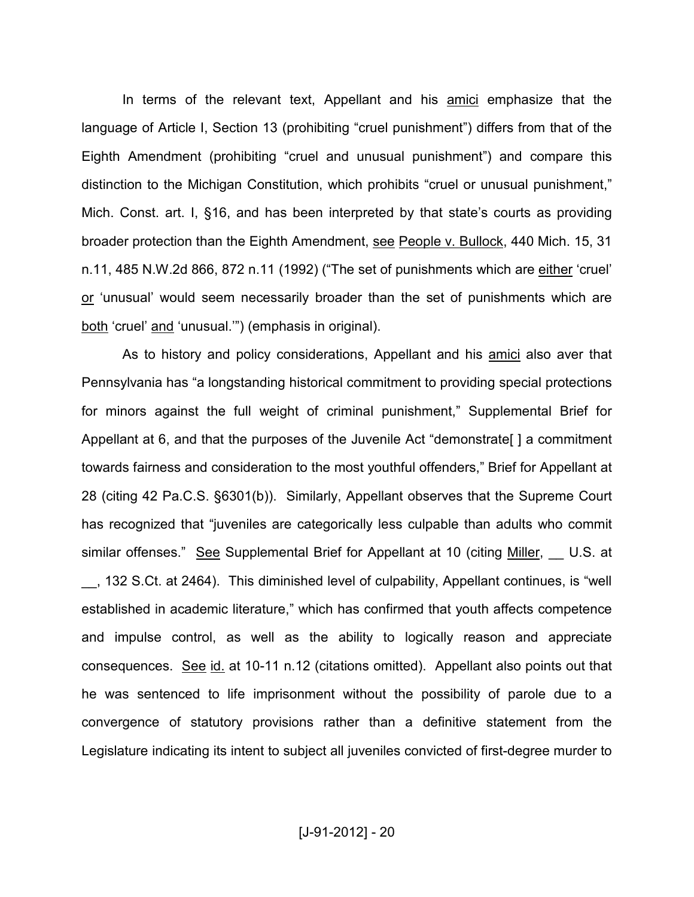In terms of the relevant text, Appellant and his amici emphasize that the language of Article I, Section 13 (prohibiting "cruel punishment") differs from that of the Eighth Amendment (prohibiting "cruel and unusual punishment") and compare this distinction to the Michigan Constitution, which prohibits "cruel or unusual punishment," Mich. Const. art. I, §16, and has been interpreted by that state's courts as providing broader protection than the Eighth Amendment, see People v. Bullock, 440 Mich. 15, 31 n.11, 485 N.W.2d 866, 872 n.11 (1992) ("The set of punishments which are either 'cruel' or 'unusual' would seem necessarily broader than the set of punishments which are both 'cruel' and 'unusual.'") (emphasis in original).

As to history and policy considerations, Appellant and his amici also aver that Pennsylvania has "a longstanding historical commitment to providing special protections for minors against the full weight of criminal punishment," Supplemental Brief for Appellant at 6, and that the purposes of the Juvenile Act "demonstrate[ ] a commitment towards fairness and consideration to the most youthful offenders," Brief for Appellant at 28 (citing 42 Pa.C.S. §6301(b)). Similarly, Appellant observes that the Supreme Court has recognized that "juveniles are categorically less culpable than adults who commit similar offenses." See Supplemental Brief for Appellant at 10 (citing Miller, __ U.S. at __, 132 S.Ct. at 2464). This diminished level of culpability, Appellant continues, is "well established in academic literature," which has confirmed that youth affects competence and impulse control, as well as the ability to logically reason and appreciate consequences. See id. at 10-11 n.12 (citations omitted). Appellant also points out that he was sentenced to life imprisonment without the possibility of parole due to a convergence of statutory provisions rather than a definitive statement from the Legislature indicating its intent to subject all juveniles convicted of first-degree murder to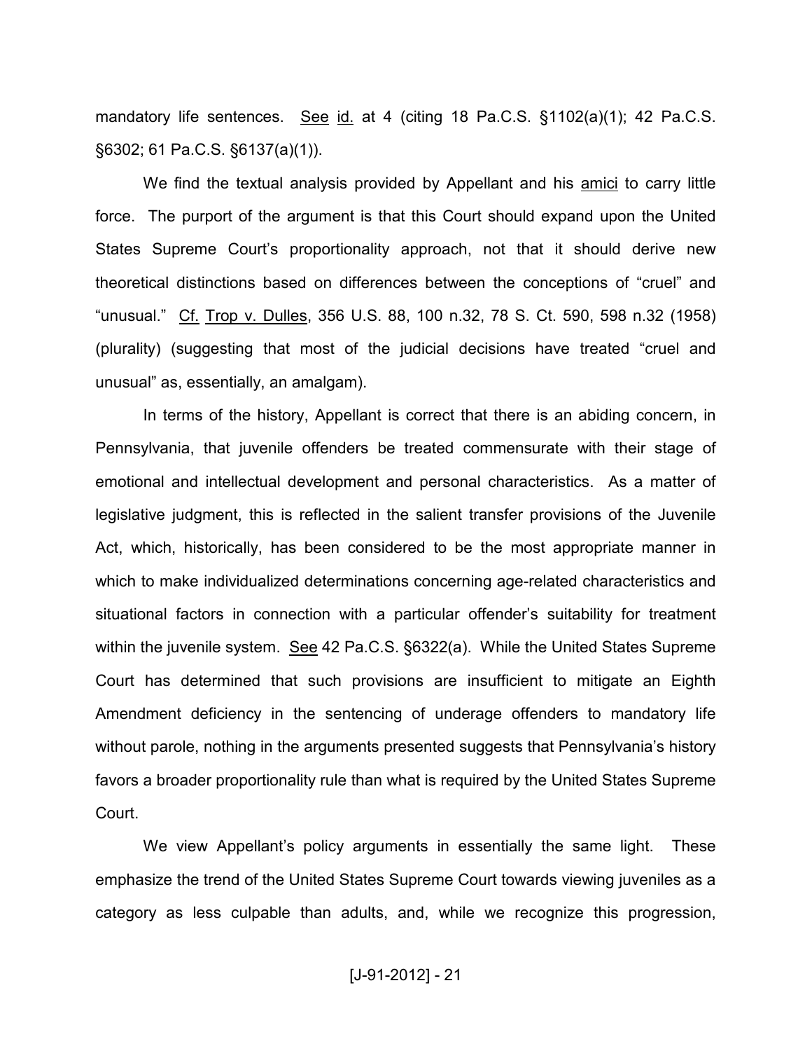mandatory life sentences. See id. at 4 (citing 18 Pa.C.S. §1102(a)(1); 42 Pa.C.S. §6302; 61 Pa.C.S. §6137(a)(1)).

We find the textual analysis provided by Appellant and his amici to carry little force. The purport of the argument is that this Court should expand upon the United States Supreme Court's proportionality approach, not that it should derive new theoretical distinctions based on differences between the conceptions of "cruel" and "unusual." Cf. Trop v. Dulles, 356 U.S. 88, 100 n.32, 78 S. Ct. 590, 598 n.32 (1958) (plurality) (suggesting that most of the judicial decisions have treated "cruel and unusual" as, essentially, an amalgam).

In terms of the history, Appellant is correct that there is an abiding concern, in Pennsylvania, that juvenile offenders be treated commensurate with their stage of emotional and intellectual development and personal characteristics. As a matter of legislative judgment, this is reflected in the salient transfer provisions of the Juvenile Act, which, historically, has been considered to be the most appropriate manner in which to make individualized determinations concerning age-related characteristics and situational factors in connection with a particular offender's suitability for treatment within the juvenile system. See 42 Pa.C.S. §6322(a). While the United States Supreme Court has determined that such provisions are insufficient to mitigate an Eighth Amendment deficiency in the sentencing of underage offenders to mandatory life without parole, nothing in the arguments presented suggests that Pennsylvania's history favors a broader proportionality rule than what is required by the United States Supreme Court.

We view Appellant's policy arguments in essentially the same light. These emphasize the trend of the United States Supreme Court towards viewing juveniles as a category as less culpable than adults, and, while we recognize this progression,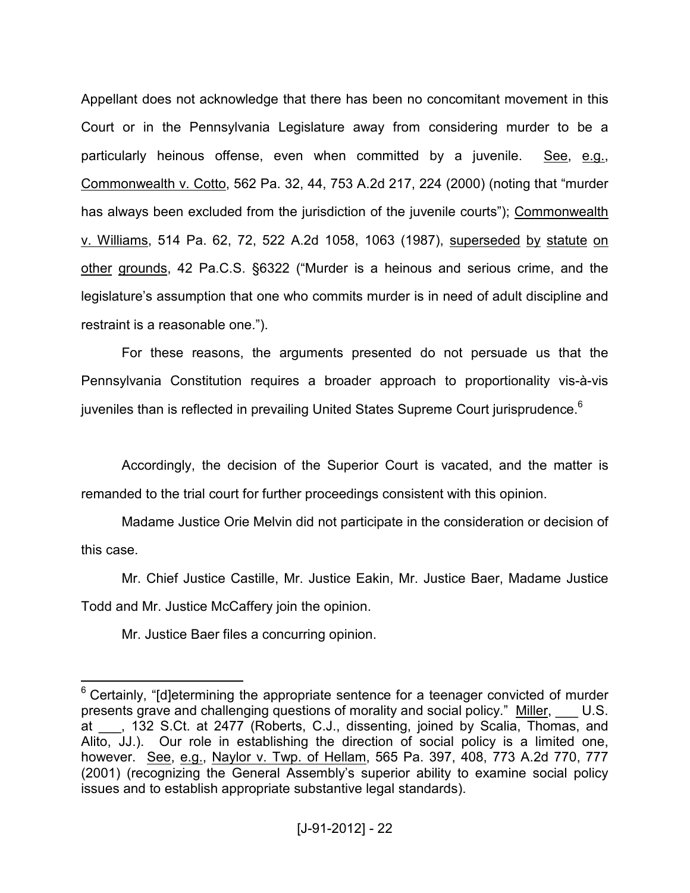Appellant does not acknowledge that there has been no concomitant movement in this Court or in the Pennsylvania Legislature away from considering murder to be a particularly heinous offense, even when committed by a juvenile. See, e.g., Commonwealth v. Cotto, 562 Pa. 32, 44, 753 A.2d 217, 224 (2000) (noting that "murder has always been excluded from the jurisdiction of the juvenile courts"); Commonwealth v. Williams, 514 Pa. 62, 72, 522 A.2d 1058, 1063 (1987), superseded by statute on other grounds, 42 Pa.C.S. §6322 ("Murder is a heinous and serious crime, and the legislature's assumption that one who commits murder is in need of adult discipline and restraint is a reasonable one.").

For these reasons, the arguments presented do not persuade us that the Pennsylvania Constitution requires a broader approach to proportionality vis-à-vis juveniles than is reflected in prevailing United States Supreme Court jurisprudence.[6]

Accordingly, the decision of the Superior Court is vacated, and the matter is remanded to the trial court for further proceedings consistent with this opinion.

Madame Justice Orie Melvin did not participate in the consideration or decision of this case.

Mr. Chief Justice Castille, Mr. Justice Eakin, Mr. Justice Baer, Madame Justice Todd and Mr. Justice McCaffery join the opinion.

Mr. Justice Baer files a concurring opinion.

---

[6] Certainly, "[d]etermining the appropriate sentence for a teenager convicted of murder presents grave and challenging questions of morality and social policy." Miller, ___ U.S. at ___, 132 S.Ct. at 2477 (Roberts, C.J., dissenting, joined by Scalia, Thomas, and Alito, JJ.). Our role in establishing the direction of social policy is a limited one, however. See, e.g., Naylor v. Twp. of Hellam, 565 Pa. 397, 408, 773 A.2d 770, 777 (2001) (recognizing the General Assembly's superior ability to examine social policy issues and to establish appropriate substantive legal standards).